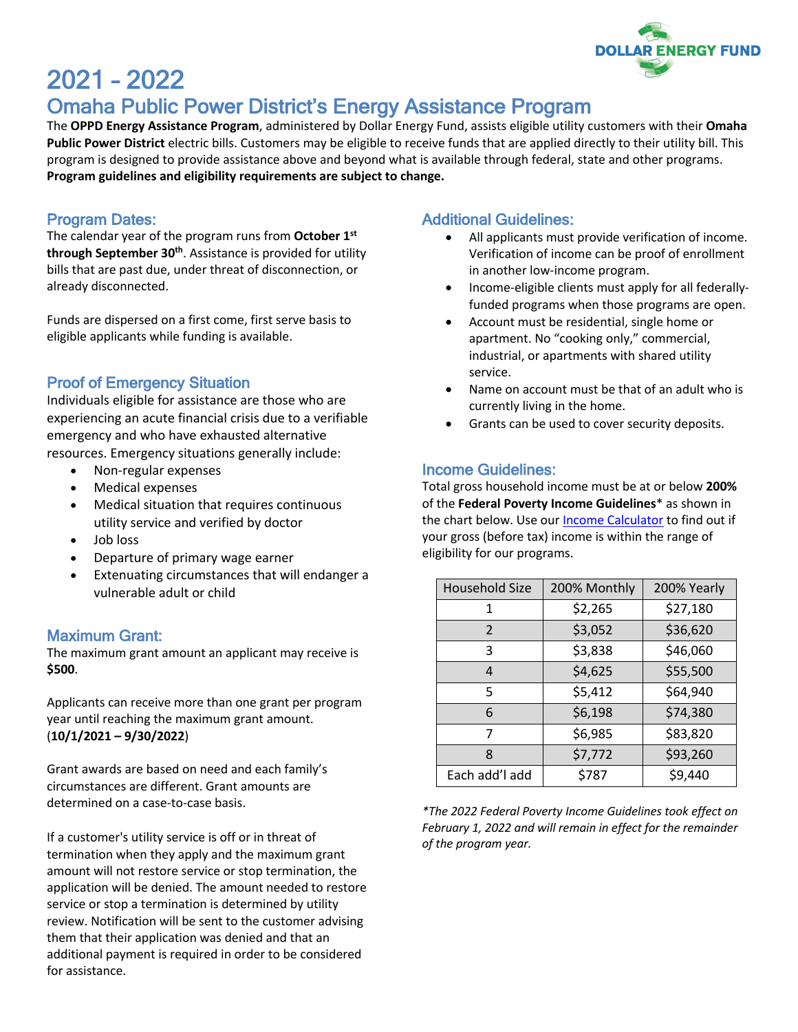DOLLAR ENERGY FUND

# 2021 - 2022

# Omaha Public Power District's Energy Assistance Program

The **OPPD Energy Assistance Program**, administered by Dollar Energy Fund, assists eligible utility customers with their **Omaha Public Power District** electric bills. Customers may be eligible to receive funds that are applied directly to their utility bill. This program is designed to provide assistance above and beyond what is available through federal, state and other programs. **Program guidelines and eligibility requirements are subject to change.**

## Program Dates:

The calendar year of the program runs from **October 1st through September 30th**. Assistance is provided for utility bills that are past due, under threat of disconnection, or already disconnected.

Funds are dispersed on a first come, first serve basis to eligible applicants while funding is available.

## Proof of Emergency Situation

Individuals eligible for assistance are those who are experiencing an acute financial crisis due to a verifiable emergency and who have exhausted alternative resources. Emergency situations generally include:

- Non-regular expenses
- Medical expenses
- Medical situation that requires continuous utility service and verified by doctor
- Job loss
- Departure of primary wage earner
- Extenuating circumstances that will endanger a vulnerable adult or child

## Maximum Grant:

The maximum grant amount an applicant may receive is **$500**.

Applicants can receive more than one grant per program year until reaching the maximum grant amount. (**10/1/2021 – 9/30/2022**)

Grant awards are based on need and each family's circumstances are different. Grant amounts are determined on a case-to-case basis.

If a customer's utility service is off or in threat of termination when they apply and the maximum grant amount will not restore service or stop termination, the application will be denied. The amount needed to restore service or stop a termination is determined by utility review. Notification will be sent to the customer advising them that their application was denied and that an additional payment is required in order to be considered for assistance.

## Additional Guidelines:

- All applicants must provide verification of income. Verification of income can be proof of enrollment in another low-income program.
- Income-eligible clients must apply for all federally-funded programs when those programs are open.
- Account must be residential, single home or apartment. No "cooking only," commercial, industrial, or apartments with shared utility service.
- Name on account must be that of an adult who is currently living in the home.
- Grants can be used to cover security deposits.

## Income Guidelines:

Total gross household income must be at or below **200%** of the **Federal Poverty Income Guidelines*** as shown in the chart below. Use our Income Calculator to find out if your gross (before tax) income is within the range of eligibility for our programs.

| Household Size | 200% Monthly | 200% Yearly |
|---|---|---|
| 1 | $2,265 | $27,180 |
| 2 | $3,052 | $36,620 |
| 3 | $3,838 | $46,060 |
| 4 | $4,625 | $55,500 |
| 5 | $5,412 | $64,940 |
| 6 | $6,198 | $74,380 |
| 7 | $6,985 | $83,820 |
| 8 | $7,772 | $93,260 |
| Each add'l add | $787 | $9,440 |

*\*The 2022 Federal Poverty Income Guidelines took effect on February 1, 2022 and will remain in effect for the remainder of the program year.*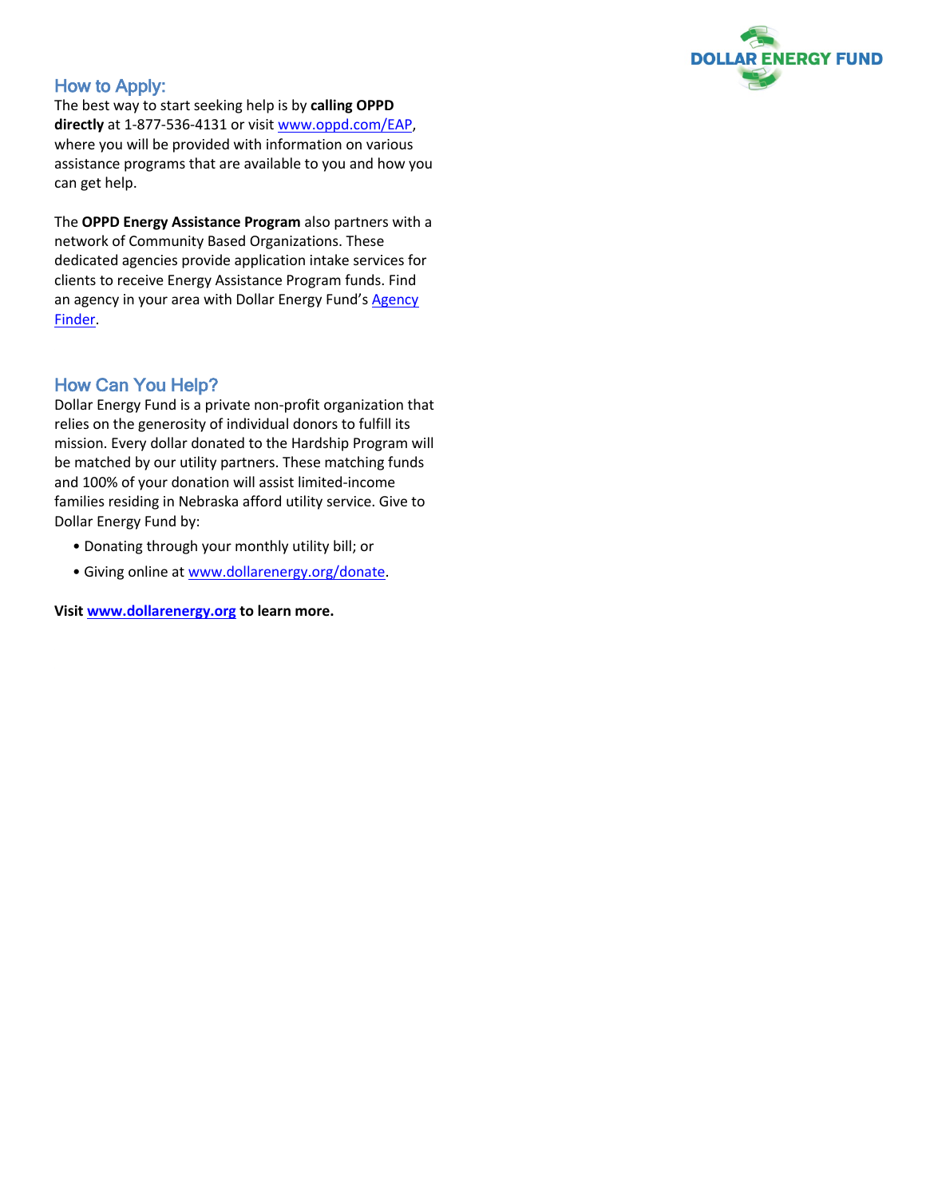## How to Apply:

The best way to start seeking help is by **calling OPPD directly** at 1-877-536-4131 or visit www.oppd.com/EAP, where you will be provided with information on various assistance programs that are available to you and how you can get help.

The **OPPD Energy Assistance Program** also partners with a network of Community Based Organizations. These dedicated agencies provide application intake services for clients to receive Energy Assistance Program funds. Find an agency in your area with Dollar Energy Fund's Agency Finder.

## How Can You Help?

Dollar Energy Fund is a private non-profit organization that relies on the generosity of individual donors to fulfill its mission. Every dollar donated to the Hardship Program will be matched by our utility partners. These matching funds and 100% of your donation will assist limited-income families residing in Nebraska afford utility service. Give to Dollar Energy Fund by:

- Donating through your monthly utility bill; or
- Giving online at www.dollarenergy.org/donate.

**Visit www.dollarenergy.org to learn more.**